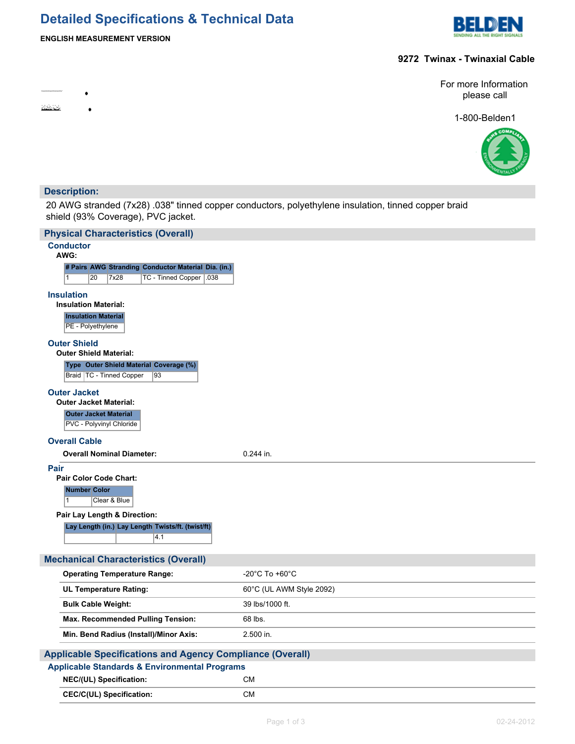# Detailed Specifications & Technical Data

**ENGLISH MEASUREMENT VERSION**

## 9272 Twinax - Twinaxial Cable

For more Information please call

1-800-Belden1

## Description:

20 AWG stranded (7x28) .038" tinned copper conductors, polyethylene insulation, tinned copper braid shield (93% Coverage), PVC jacket.

## Physical Characteristics (Overall)

### Conductor

**AWG:**

| # Pairs | AWG | Stranding | Conductor Material | Dia. (in.) |
|---|---|---|---|---|
| 1 | 20 | 7x28 | TC - Tinned Copper | .038 |

### Insulation

**Insulation Material:**

| Insulation Material |
|---|
| PE - Polyethylene |

### Outer Shield

**Outer Shield Material:**

| Type | Outer Shield Material | Coverage (%) |
|---|---|---|
| Braid | TC - Tinned Copper | 93 |

### Outer Jacket

**Outer Jacket Material:**

| Outer Jacket Material |
|---|
| PVC - Polyvinyl Chloride |

### Overall Cable

| | |
|---|---|
| **Overall Nominal Diameter:** | 0.244 in. |

### Pair

**Pair Color Code Chart:**

| Number | Color |
|---|---|
| 1 | Clear & Blue |

**Pair Lay Length & Direction:**

| Lay Length (in.) | Lay Length | Twists/ft. (twist/ft) |
|---|---|---|
| | | 4.1 |

## Mechanical Characteristics (Overall)

| | |
|---|---|
| **Operating Temperature Range:** | -20°C To +60°C |
| **UL Temperature Rating:** | 60°C (UL AWM Style 2092) |
| **Bulk Cable Weight:** | 39 lbs/1000 ft. |
| **Max. Recommended Pulling Tension:** | 68 lbs. |
| **Min. Bend Radius (Install)/Minor Axis:** | 2.500 in. |

## Applicable Specifications and Agency Compliance (Overall)

### Applicable Standards & Environmental Programs

| | |
|---|---|
| **NEC/(UL) Specification:** | CM |
| **CEC/C(UL) Specification:** | CM |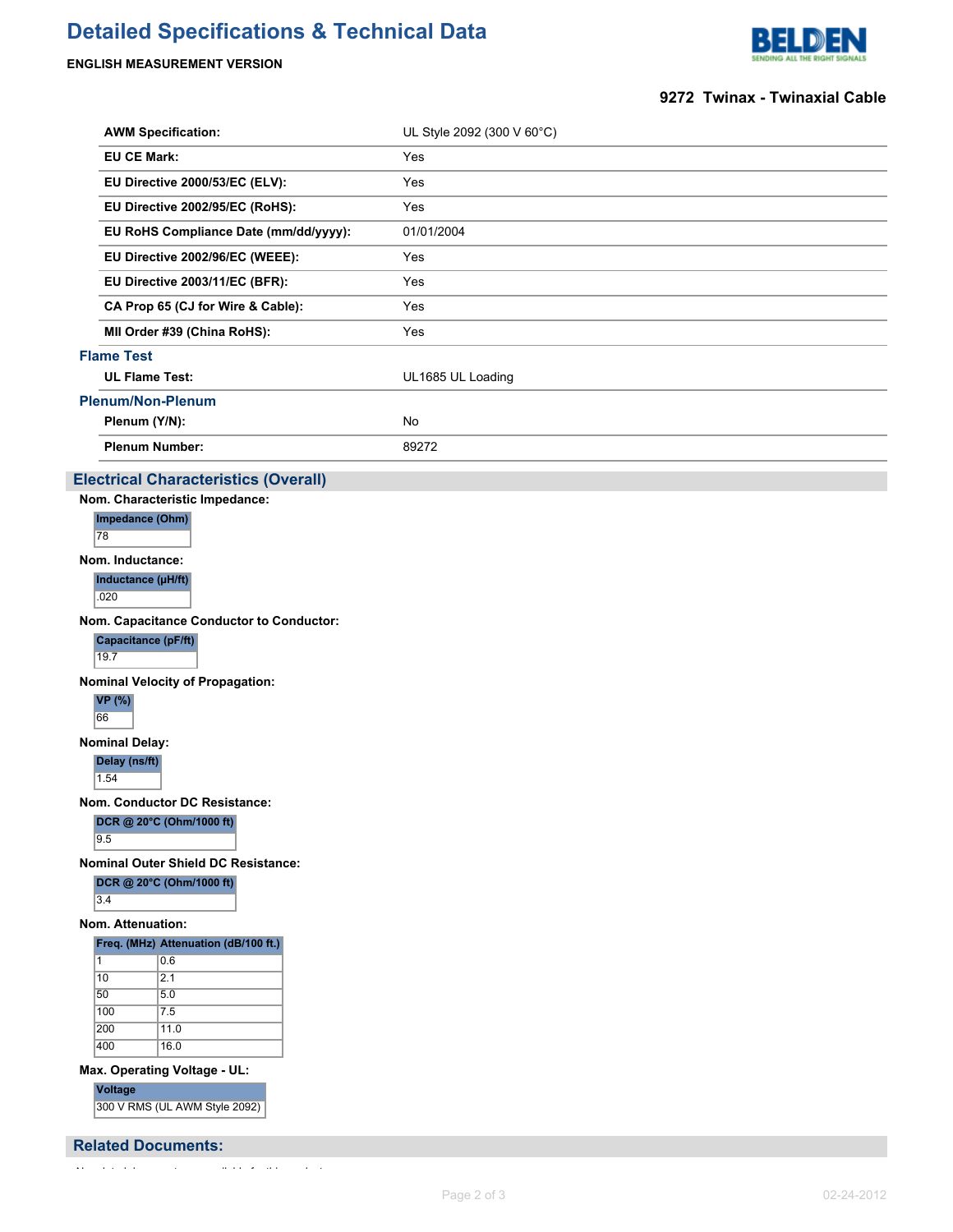# Detailed Specifications & Technical Data

**ENGLISH MEASUREMENT VERSION**

**9272 Twinax - Twinaxial Cable**

| | |
|---|---|
| **AWM Specification:** | UL Style 2092 (300 V 60°C) |
| **EU CE Mark:** | Yes |
| **EU Directive 2000/53/EC (ELV):** | Yes |
| **EU Directive 2002/95/EC (RoHS):** | Yes |
| **EU RoHS Compliance Date (mm/dd/yyyy):** | 01/01/2004 |
| **EU Directive 2002/96/EC (WEEE):** | Yes |
| **EU Directive 2003/11/EC (BFR):** | Yes |
| **CA Prop 65 (CJ for Wire & Cable):** | Yes |
| **MII Order #39 (China RoHS):** | Yes |

### Flame Test

| | |
|---|---|
| **UL Flame Test:** | UL1685 UL Loading |

### Plenum/Non-Plenum

| | |
|---|---|
| **Plenum (Y/N):** | No |
| **Plenum Number:** | 89272 |

## Electrical Characteristics (Overall)

**Nom. Characteristic Impedance:**

| Impedance (Ohm) |
|---|
| 78 |

**Nom. Inductance:**

| Inductance (μH/ft) |
|---|
| .020 |

**Nom. Capacitance Conductor to Conductor:**

| Capacitance (pF/ft) |
|---|
| 19.7 |

**Nominal Velocity of Propagation:**

| VP (%) |
|---|
| 66 |

**Nominal Delay:**

| Delay (ns/ft) |
|---|
| 1.54 |

**Nom. Conductor DC Resistance:**

| DCR @ 20°C (Ohm/1000 ft) |
|---|
| 9.5 |

**Nominal Outer Shield DC Resistance:**

| DCR @ 20°C (Ohm/1000 ft) |
|---|
| 3.4 |

**Nom. Attenuation:**

| Freq. (MHz) | Attenuation (dB/100 ft.) |
|---|---|
| 1 | 0.6 |
| 10 | 2.1 |
| 50 | 5.0 |
| 100 | 7.5 |
| 200 | 11.0 |
| 400 | 16.0 |

**Max. Operating Voltage - UL:**

| Voltage |
|---|
| 300 V RMS (UL AWM Style 2092) |

## Related Documents:

No related documents are available for this product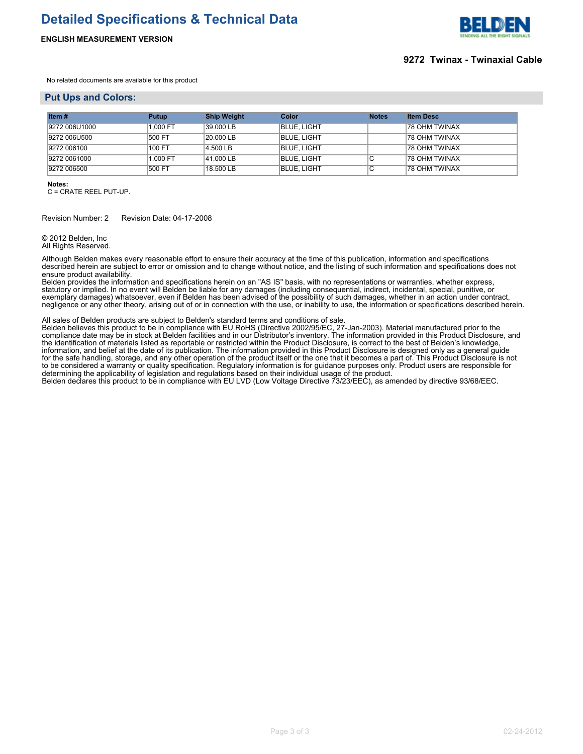No related documents are available for this product

## Put Ups and Colors:

| Item # | Putup | Ship Weight | Color | Notes | Item Desc |
|---|---|---|---|---|---|
| 9272 006U1000 | 1,000 FT | 39.000 LB | BLUE, LIGHT | | 78 OHM TWINAX |
| 9272 006U500 | 500 FT | 20.000 LB | BLUE, LIGHT | | 78 OHM TWINAX |
| 9272 006100 | 100 FT | 4.500 LB | BLUE, LIGHT | | 78 OHM TWINAX |
| 9272 0061000 | 1,000 FT | 41.000 LB | BLUE, LIGHT | C | 78 OHM TWINAX |
| 9272 006500 | 500 FT | 18.500 LB | BLUE, LIGHT | C | 78 OHM TWINAX |

**Notes:**
C = CRATE REEL PUT-UP.

Revision Number: 2 Revision Date: 04-17-2008

© 2012 Belden, Inc
All Rights Reserved.

Although Belden makes every reasonable effort to ensure their accuracy at the time of this publication, information and specifications described herein are subject to error or omission and to change without notice, and the listing of such information and specifications does not ensure product availability.
Belden provides the information and specifications herein on an "AS IS" basis, with no representations or warranties, whether express, statutory or implied. In no event will Belden be liable for any damages (including consequential, indirect, incidental, special, punitive, or exemplary damages) whatsoever, even if Belden has been advised of the possibility of such damages, whether in an action under contract, negligence or any other theory, arising out of or in connection with the use, or inability to use, the information or specifications described herein.

All sales of Belden products are subject to Belden's standard terms and conditions of sale.
Belden believes this product to be in compliance with EU RoHS (Directive 2002/95/EC, 27-Jan-2003). Material manufactured prior to the compliance date may be in stock at Belden facilities and in our Distributor's inventory. The information provided in this Product Disclosure, and the identification of materials listed as reportable or restricted within the Product Disclosure, is correct to the best of Belden's knowledge, information, and belief at the date of its publication. The information provided in this Product Disclosure is designed only as a general guide for the safe handling, storage, and any other operation of the product itself or the one that it becomes a part of. This Product Disclosure is not to be considered a warranty or quality specification. Regulatory information is for guidance purposes only. Product users are responsible for determining the applicability of legislation and regulations based on their individual usage of the product.
Belden declares this product to be in compliance with EU LVD (Low Voltage Directive 73/23/EEC), as amended by directive 93/68/EEC.